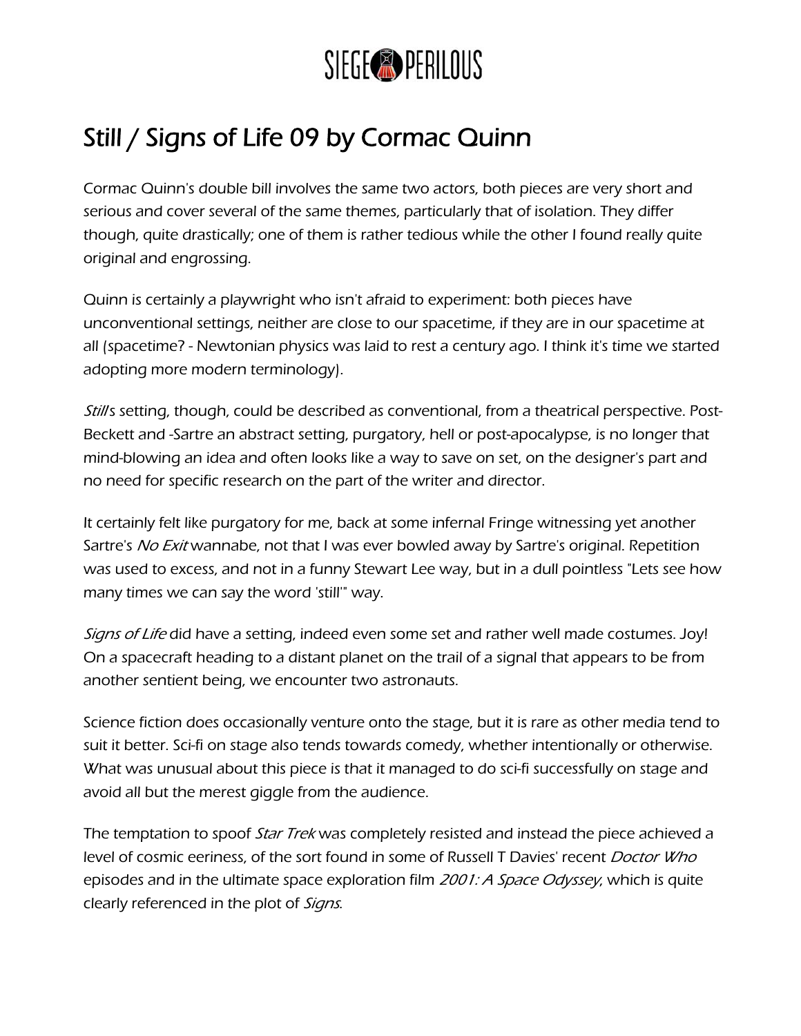# Still / Signs of Life 09 by Cormac Quinn

Cormac Quinn's double bill involves the same two actors, both pieces are very short and serious and cover several of the same themes, particularly that of isolation. They differ though, quite drastically; one of them is rather tedious while the other I found really quite original and engrossing.

Quinn is certainly a playwright who isn't afraid to experiment: both pieces have unconventional settings, neither are close to our spacetime, if they are in our spacetime at all (spacetime? - Newtonian physics was laid to rest a century ago. I think it's time we started adopting more modern terminology).

*Still*'s setting, though, could be described as conventional, from a theatrical perspective. Post-Beckett and -Sartre an abstract setting, purgatory, hell or post-apocalypse, is no longer that mind-blowing an idea and often looks like a way to save on set, on the designer's part and no need for specific research on the part of the writer and director.

It certainly felt like purgatory for me, back at some infernal Fringe witnessing yet another Sartre's *No Exit* wannabe, not that I was ever bowled away by Sartre's original. Repetition was used to excess, and not in a funny Stewart Lee way, but in a dull pointless "Lets see how many times we can say the word 'still'" way.

*Signs of Life* did have a setting, indeed even some set and rather well made costumes. Joy! On a spacecraft heading to a distant planet on the trail of a signal that appears to be from another sentient being, we encounter two astronauts.

Science fiction does occasionally venture onto the stage, but it is rare as other media tend to suit it better. Sci-fi on stage also tends towards comedy, whether intentionally or otherwise. What was unusual about this piece is that it managed to do sci-fi successfully on stage and avoid all but the merest giggle from the audience.

The temptation to spoof *Star Trek* was completely resisted and instead the piece achieved a level of cosmic eeriness, of the sort found in some of Russell T Davies' recent *Doctor Who* episodes and in the ultimate space exploration film *2001: A Space Odyssey*, which is quite clearly referenced in the plot of *Signs*.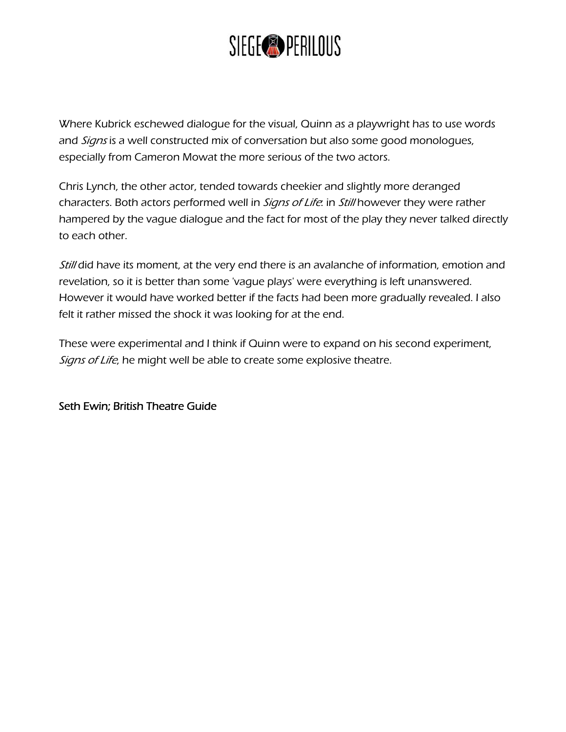Where Kubrick eschewed dialogue for the visual, Quinn as a playwright has to use words and *Signs* is a well constructed mix of conversation but also some good monologues, especially from Cameron Mowat the more serious of the two actors.

Chris Lynch, the other actor, tended towards cheekier and slightly more deranged characters. Both actors performed well in *Signs of Life*: in *Still* however they were rather hampered by the vague dialogue and the fact for most of the play they never talked directly to each other.

*Still* did have its moment, at the very end there is an avalanche of information, emotion and revelation, so it is better than some 'vague plays' were everything is left unanswered. However it would have worked better if the facts had been more gradually revealed. I also felt it rather missed the shock it was looking for at the end.

These were experimental and I think if Quinn were to expand on his second experiment, *Signs of Life*, he might well be able to create some explosive theatre.

Seth Ewin; British Theatre Guide